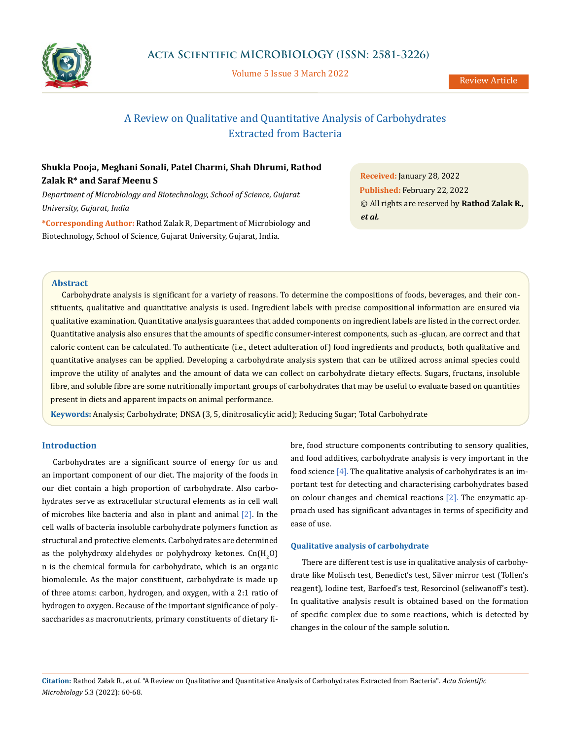# A Review on Qualitative and Quantitative Analysis of Carbohydrates Extracted from Bacteria

**Shukla Pooja, Meghani Sonali, Patel Charmi, Shah Dhrumi, Rathod Zalak R\* and Saraf Meenu S**

*Department of Microbiology and Biotechnology, School of Science, Gujarat University, Gujarat, India*

**\*Corresponding Author:** Rathod Zalak R, Department of Microbiology and Biotechnology, School of Science, Gujarat University, Gujarat, India.

**Received:** January 28, 2022
**Published:** February 22, 2022
© All rights are reserved by **Rathod Zalak R., *et al.***

## Abstract

Carbohydrate analysis is significant for a variety of reasons. To determine the compositions of foods, beverages, and their constituents, qualitative and quantitative analysis is used. Ingredient labels with precise compositional information are ensured via qualitative examination. Quantitative analysis guarantees that added components on ingredient labels are listed in the correct order. Quantitative analysis also ensures that the amounts of specific consumer-interest components, such as -glucan, are correct and that caloric content can be calculated. To authenticate (i.e., detect adulteration of) food ingredients and products, both qualitative and quantitative analyses can be applied. Developing a carbohydrate analysis system that can be utilized across animal species could improve the utility of analytes and the amount of data we can collect on carbohydrate dietary effects. Sugars, fructans, insoluble fibre, and soluble fibre are some nutritionally important groups of carbohydrates that may be useful to evaluate based on quantities present in diets and apparent impacts on animal performance.

**Keywords:** Analysis; Carbohydrate; DNSA (3, 5, dinitrosalicylic acid); Reducing Sugar; Total Carbohydrate

## Introduction

Carbohydrates are a significant source of energy for us and an important component of our diet. The majority of the foods in our diet contain a high proportion of carbohydrate. Also carbohydrates serve as extracellular structural elements as in cell wall of microbes like bacteria and also in plant and animal [2]. In the cell walls of bacteria insoluble carbohydrate polymers function as structural and protective elements. Carbohydrates are determined as the polyhydroxy aldehydes or polyhydroxy ketones. $Cn(H_2O)n$ is the chemical formula for carbohydrate, which is an organic biomolecule. As the major constituent, carbohydrate is made up of three atoms: carbon, hydrogen, and oxygen, with a 2:1 ratio of hydrogen to oxygen. Because of the important significance of polysaccharides as macronutrients, primary constituents of dietary fibre, food structure components contributing to sensory qualities, and food additives, carbohydrate analysis is very important in the food science [4]. The qualitative analysis of carbohydrates is an important test for detecting and characterising carbohydrates based on colour changes and chemical reactions [2]. The enzymatic approach used has significant advantages in terms of specificity and ease of use.

### Qualitative analysis of carbohydrate

There are different test is use in qualitative analysis of carbohydrate like Molisch test, Benedict's test, Silver mirror test (Tollen's reagent), Iodine test, Barfoed's test, Resorcinol (seliwanoff's test). In qualitative analysis result is obtained based on the formation of specific complex due to some reactions, which is detected by changes in the colour of the sample solution.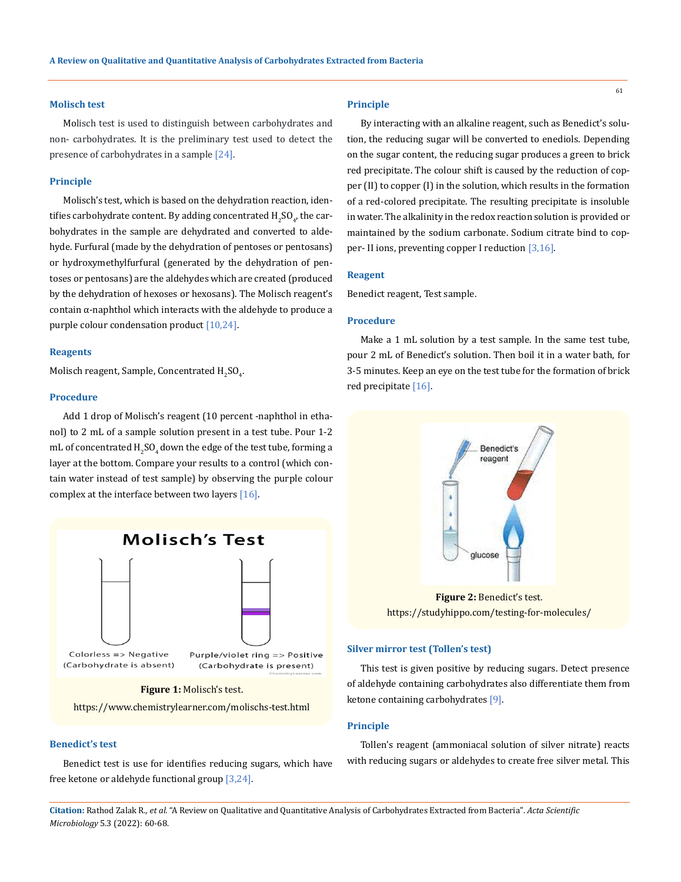### Molisch test

Molisch test is used to distinguish between carbohydrates and non- carbohydrates. It is the preliminary test used to detect the presence of carbohydrates in a sample [24].

### Principle

Molisch's test, which is based on the dehydration reaction, identifies carbohydrate content. By adding concentrated $H_2SO_4$, the carbohydrates in the sample are dehydrated and converted to aldehyde. Furfural (made by the dehydration of pentoses or pentosans) or hydroxymethylfurfural (generated by the dehydration of pentoses or pentosans) are the aldehydes which are created (produced by the dehydration of hexoses or hexosans). The Molisch reagent's contain α-naphthol which interacts with the aldehyde to produce a purple colour condensation product [10,24].

### Reagents

Molisch reagent, Sample, Concentrated $H_2SO_4$.

### Procedure

Add 1 drop of Molisch's reagent (10 percent -naphthol in ethanol) to 2 mL of a sample solution present in a test tube. Pour 1-2 mL of concentrated $H_2SO_4$ down the edge of the test tube, forming a layer at the bottom. Compare your results to a control (which contain water instead of test sample) by observing the purple colour complex at the interface between two layers [16].

**Figure 1:** Molisch's test.

https://www.chemistrylearner.com/molischs-test.html

### Benedict's test

Benedict test is use for identifies reducing sugars, which have free ketone or aldehyde functional group [3,24].

### Principle

By interacting with an alkaline reagent, such as Benedict's solution, the reducing sugar will be converted to enediols. Depending on the sugar content, the reducing sugar produces a green to brick red precipitate. The colour shift is caused by the reduction of copper (II) to copper (I) in the solution, which results in the formation of a red-colored precipitate. The resulting precipitate is insoluble in water. The alkalinity in the redox reaction solution is provided or maintained by the sodium carbonate. Sodium citrate bind to copper- II ions, preventing copper I reduction [3,16].

### Reagent

Benedict reagent, Test sample.

### Procedure

Make a 1 mL solution by a test sample. In the same test tube, pour 2 mL of Benedict's solution. Then boil it in a water bath, for 3-5 minutes. Keep an eye on the test tube for the formation of brick red precipitate [16].

**Figure 2:** Benedict's test.

https://studyhippo.com/testing-for-molecules/

### Silver mirror test (Tollen's test)

This test is given positive by reducing sugars. Detect presence of aldehyde containing carbohydrates also differentiate them from ketone containing carbohydrates [9].

### Principle

Tollen's reagent (ammoniacal solution of silver nitrate) reacts with reducing sugars or aldehydes to create free silver metal. This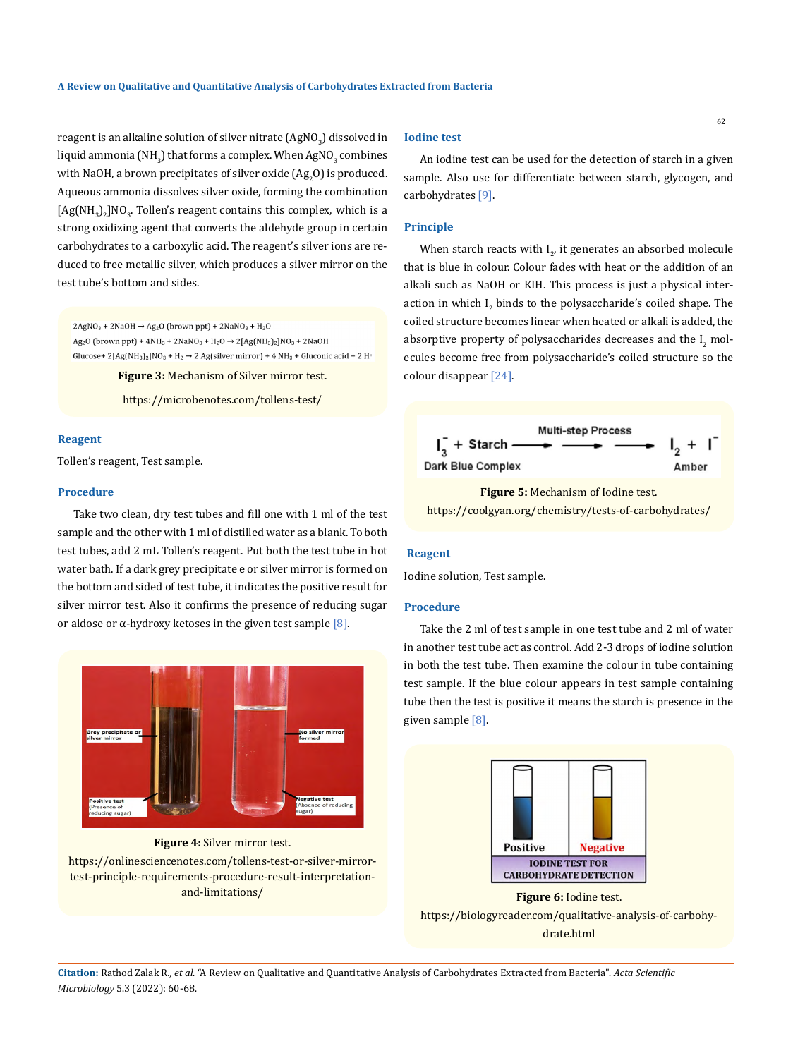reagent is an alkaline solution of silver nitrate ($AgNO_3$) dissolved in liquid ammonia ($NH_3$) that forms a complex. When $AgNO_3$ combines with NaOH, a brown precipitates of silver oxide ($Ag_2O$) is produced. Aqueous ammonia dissolves silver oxide, forming the combination $[Ag(NH_3)_2]NO_3$. Tollen's reagent contains this complex, which is a strong oxidizing agent that converts the aldehyde group in certain carbohydrates to a carboxylic acid. The reagent's silver ions are reduced to free metallic silver, which produces a silver mirror on the test tube's bottom and sides.

$2AgNO_3 + 2NaOH \rightarrow Ag_2O \text{ (brown ppt)} + 2NaNO_3 + H_2O$

$Ag_2O \text{ (brown ppt)} + 4NH_3 + 2NaNO_3 + H_2O \rightarrow 2[Ag(NH_3)_2]NO_3 + 2NaOH$

$\text{Glucose} + 2[Ag(NH_3)_2]NO_3 + H_2 \rightarrow 2\,Ag \text{(silver mirror)} + 4\,NH_3 + \text{Gluconic acid} + 2\,H^+$

**Figure 3:** Mechanism of Silver mirror test.

https://microbenotes.com/tollens-test/

### Reagent

Tollen's reagent, Test sample.

### Procedure

Take two clean, dry test tubes and fill one with 1 ml of the test sample and the other with 1 ml of distilled water as a blank. To both test tubes, add 2 mL Tollen's reagent. Put both the test tube in hot water bath. If a dark grey precipitate e or silver mirror is formed on the bottom and sided of test tube, it indicates the positive result for silver mirror test. Also it confirms the presence of reducing sugar or aldose or α-hydroxy ketoses in the given test sample [8].

**Figure 4:** Silver mirror test.

https://onlinesciencenotes.com/tollens-test-or-silver-mirror-test-principle-requirements-procedure-result-interpretation-and-limitations/

## Iodine test

An iodine test can be used for the detection of starch in a given sample. Also use for differentiate between starch, glycogen, and carbohydrates [9].

### Principle

When starch reacts with $I_2$, it generates an absorbed molecule that is blue in colour. Colour fades with heat or the addition of an alkali such as NaOH or KIH. This process is just a physical interaction in which $I_2$ binds to the polysaccharide's coiled shape. The coiled structure becomes linear when heated or alkali is added, the absorptive property of polysaccharides decreases and the $I_2$ molecules become free from polysaccharide's coiled structure so the colour disappear [24].

$$\underset{\text{Dark Blue Complex}}{I_3^- + \text{Starch}} \xrightarrow{\text{Multi-step Process}} \underset{\text{Amber}}{I_2 + I^-}$$

**Figure 5:** Mechanism of Iodine test.

https://coolgyan.org/chemistry/tests-of-carbohydrates/

### Reagent

Iodine solution, Test sample.

### Procedure

Take the 2 ml of test sample in one test tube and 2 ml of water in another test tube act as control. Add 2-3 drops of iodine solution in both the test tube. Then examine the colour in tube containing test sample. If the blue colour appears in test sample containing tube then the test is positive it means the starch is presence in the given sample [8].

**Figure 6:** Iodine test.

https://biologyreader.com/qualitative-analysis-of-carbohydrate.html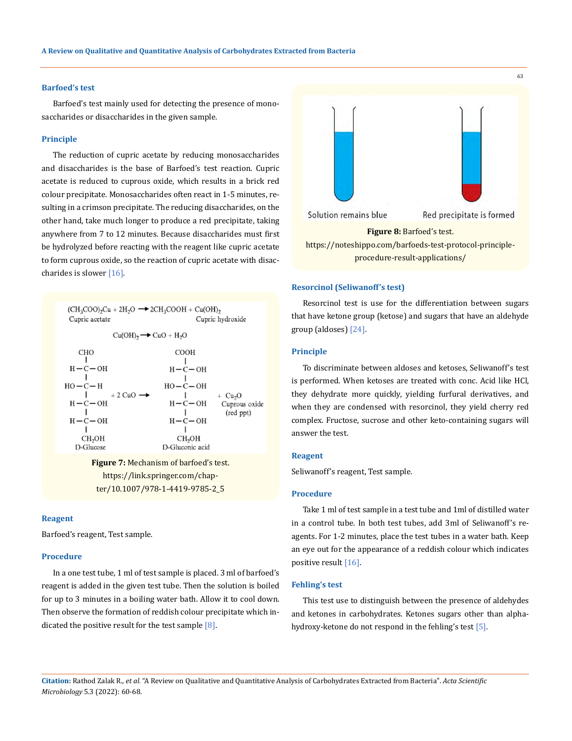### Barfoed's test

Barfoed's test mainly used for detecting the presence of monosaccharides or disaccharides in the given sample.

### Principle

The reduction of cupric acetate by reducing monosaccharides and disaccharides is the base of Barfoed's test reaction. Cupric acetate is reduced to cuprous oxide, which results in a brick red colour precipitate. Monosaccharides often react in 1-5 minutes, resulting in a crimson precipitate. The reducing disaccharides, on the other hand, take much longer to produce a red precipitate, taking anywhere from 7 to 12 minutes. Because disaccharides must first be hydrolyzed before reacting with the reagent like cupric acetate to form cuprous oxide, so the reaction of cupric acetate with disaccharides is slower [16].

$$(CH_3COO)_2Cu + 2H_2O \rightarrow 2CH_3COOH + Cu(OH)_2$$

Cupric acetate → Cupric hydroxide

$$Cu(OH)_2 \rightarrow CuO + H_2O$$

D-Glucose + 2 CuO → D-Gluconic acid + $Cu_2O$ Cuprous oxide (red ppt)

**Figure 7:** Mechanism of barfoed's test. https://link.springer.com/chapter/10.1007/978-1-4419-9785-2_5

### Reagent

Barfoed's reagent, Test sample.

### Procedure

In a one test tube, 1 ml of test sample is placed. 3 ml of barfoed's reagent is added in the given test tube. Then the solution is boiled for up to 3 minutes in a boiling water bath. Allow it to cool down. Then observe the formation of reddish colour precipitate which indicated the positive result for the test sample [8].

Solution remains blue | Red precipitate is formed

**Figure 8:** Barfoed's test. https://noteshippo.com/barfoeds-test-protocol-principle-procedure-result-applications/

### Resorcinol (Seliwanoff's test)

Resorcinol test is use for the differentiation between sugars that have ketone group (ketose) and sugars that have an aldehyde group (aldoses) [24].

### Principle

To discriminate between aldoses and ketoses, Seliwanoff's test is performed. When ketoses are treated with conc. Acid like HCl, they dehydrate more quickly, yielding furfural derivatives, and when they are condensed with resorcinol, they yield cherry red complex. Fructose, sucrose and other keto-containing sugars will answer the test.

### Reagent

Seliwanoff's reagent, Test sample.

### Procedure

Take 1 ml of test sample in a test tube and 1ml of distilled water in a control tube. In both test tubes, add 3ml of Seliwanoff's reagents. For 1-2 minutes, place the test tubes in a water bath. Keep an eye out for the appearance of a reddish colour which indicates positive result [16].

### Fehling's test

This test use to distinguish between the presence of aldehydes and ketones in carbohydrates. Ketones sugars other than alpha-hydroxy-ketone do not respond in the fehling's test [5].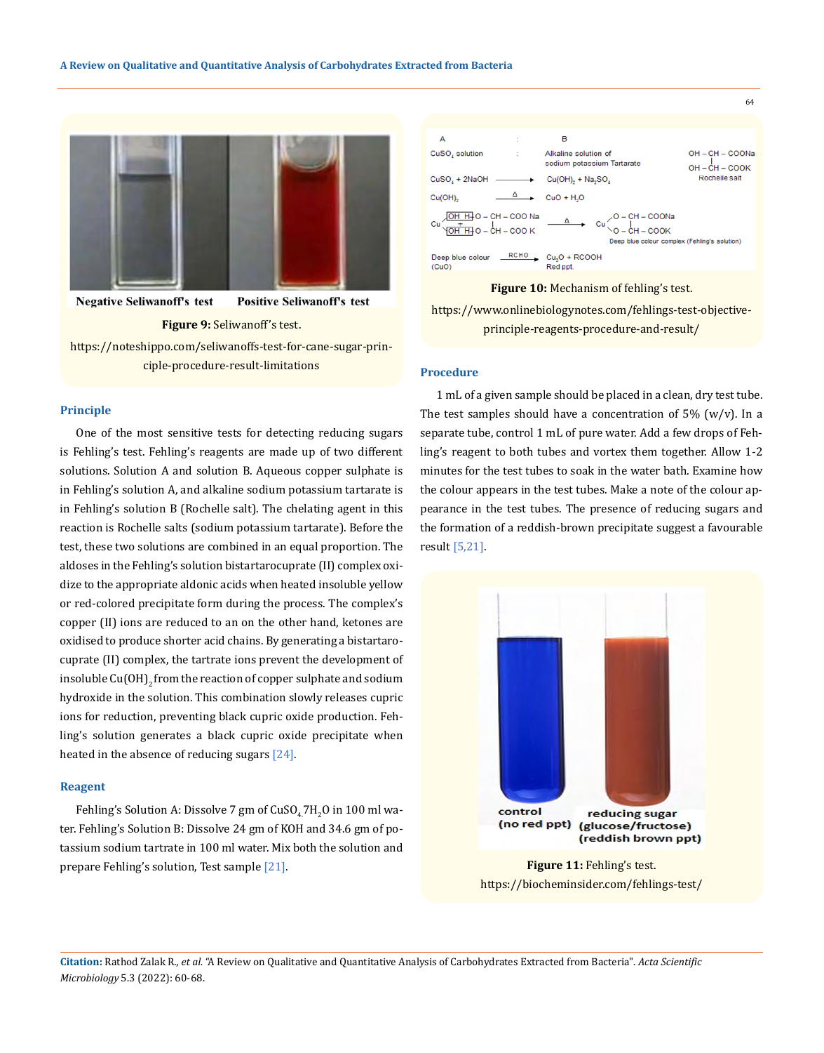Negative Seliwanoff's test Positive Seliwanoff's test

**Figure 9:** Seliwanoff's test.

https://noteshippo.com/seliwanoffs-test-for-cane-sugar-principle-procedure-result-limitations

### Principle

One of the most sensitive tests for detecting reducing sugars is Fehling's test. Fehling's reagents are made up of two different solutions. Solution A and solution B. Aqueous copper sulphate is in Fehling's solution A, and alkaline sodium potassium tartarate is in Fehling's solution B (Rochelle salt). The chelating agent in this reaction is Rochelle salts (sodium potassium tartarate). Before the test, these two solutions are combined in an equal proportion. The aldoses in the Fehling's solution bistartarocuprate (II) complex oxidize to the appropriate aldonic acids when heated insoluble yellow or red-colored precipitate form during the process. The complex's copper (II) ions are reduced to an on the other hand, ketones are oxidised to produce shorter acid chains. By generating a bistartarocuprate (II) complex, the tartrate ions prevent the development of insoluble $Cu(OH)_2$ from the reaction of copper sulphate and sodium hydroxide in the solution. This combination slowly releases cupric ions for reduction, preventing black cupric oxide production. Fehling's solution generates a black cupric oxide precipitate when heated in the absence of reducing sugars [24].

### Reagent

Fehling's Solution A: Dissolve 7 gm of $CuSO_4 \cdot 7H_2O$ in 100 ml water. Fehling's Solution B: Dissolve 24 gm of KOH and 34.6 gm of potassium sodium tartrate in 100 ml water. Mix both the solution and prepare Fehling's solution, Test sample [21].

A : B

$CuSO_4$ solution : Alkaline solution of sodium potassium Tartarate

OH – CH – COONa | OH – CH – COOK (Rochelle salt)

$CuSO_4 + 2NaOH \rightarrow Cu(OH)_2 + Na_2SO_4$

$Cu(OH)_2 \xrightarrow{\Delta} CuO + H_2O$

Cu(OH H–O – CH – COO Na)(OH H–O – CH – COO K) $\xrightarrow{\Delta}$ Cu(O – CH – COONa)(O – CH – COOK) — Deep blue colour complex (Fehling's solution)

Deep blue colour (CuO) $\xrightarrow{RCHO}$ $Cu_2O$ + RCOOH (Red ppt.)

**Figure 10:** Mechanism of fehling's test.

https://www.onlinebiologynotes.com/fehlings-test-objective-principle-reagents-procedure-and-result/

### Procedure

1 mL of a given sample should be placed in a clean, dry test tube. The test samples should have a concentration of 5% (w/v). In a separate tube, control 1 mL of pure water. Add a few drops of Fehling's reagent to both tubes and vortex them together. Allow 1-2 minutes for the test tubes to soak in the water bath. Examine how the colour appears in the test tubes. Make a note of the colour appearance in the test tubes. The presence of reducing sugars and the formation of a reddish-brown precipitate suggest a favourable result [5,21].

control (no red ppt) — reducing sugar (glucose/fructose) (reddish brown ppt)

**Figure 11:** Fehling's test.

https://biocheminsider.com/fehlings-test/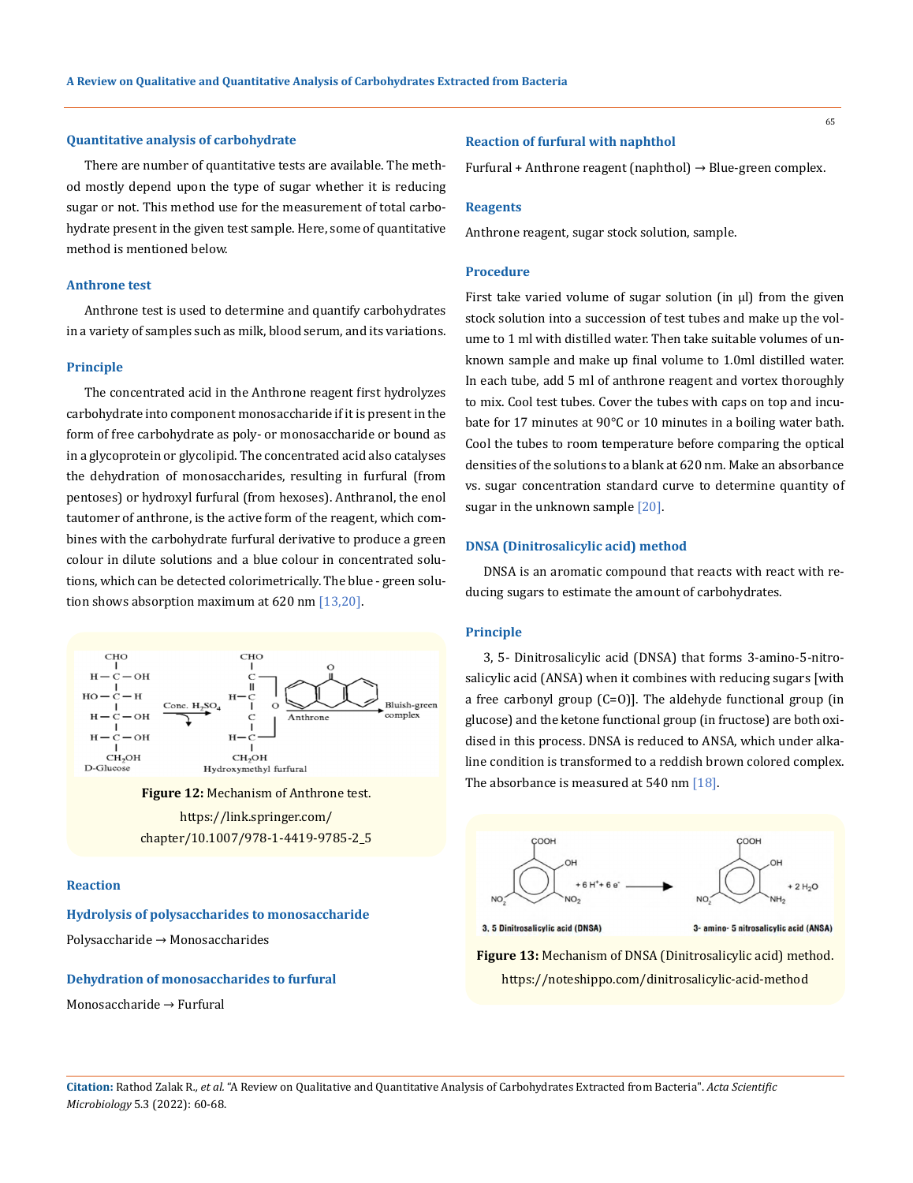### Quantitative analysis of carbohydrate

There are number of quantitative tests are available. The method mostly depend upon the type of sugar whether it is reducing sugar or not. This method use for the measurement of total carbohydrate present in the given test sample. Here, some of quantitative method is mentioned below.

#### Anthrone test

Anthrone test is used to determine and quantify carbohydrates in a variety of samples such as milk, blood serum, and its variations.

#### Principle

The concentrated acid in the Anthrone reagent first hydrolyzes carbohydrate into component monosaccharide if it is present in the form of free carbohydrate as poly- or monosaccharide or bound as in a glycoprotein or glycolipid. The concentrated acid also catalyses the dehydration of monosaccharides, resulting in furfural (from pentoses) or hydroxyl furfural (from hexoses). Anthranol, the enol tautomer of anthrone, is the active form of the reagent, which combines with the carbohydrate furfural derivative to produce a green colour in dilute solutions and a blue colour in concentrated solutions, which can be detected colorimetrically. The blue - green solution shows absorption maximum at 620 nm [13,20].

**Figure 12:** Mechanism of Anthrone test. https://link.springer.com/chapter/10.1007/978-1-4419-9785-2_5

#### Reaction

#### Hydrolysis of polysaccharides to monosaccharide

Polysaccharide → Monosaccharides

#### Dehydration of monosaccharides to furfural

Monosaccharide → Furfural

#### Reaction of furfural with naphthol

Furfural + Anthrone reagent (naphthol) → Blue-green complex.

#### Reagents

Anthrone reagent, sugar stock solution, sample.

#### Procedure

First take varied volume of sugar solution (in µl) from the given stock solution into a succession of test tubes and make up the volume to 1 ml with distilled water. Then take suitable volumes of unknown sample and make up final volume to 1.0ml distilled water. In each tube, add 5 ml of anthrone reagent and vortex thoroughly to mix. Cool test tubes. Cover the tubes with caps on top and incubate for 17 minutes at 90°C or 10 minutes in a boiling water bath. Cool the tubes to room temperature before comparing the optical densities of the solutions to a blank at 620 nm. Make an absorbance vs. sugar concentration standard curve to determine quantity of sugar in the unknown sample [20].

#### DNSA (Dinitrosalicylic acid) method

DNSA is an aromatic compound that reacts with react with reducing sugars to estimate the amount of carbohydrates.

#### Principle

3, 5- Dinitrosalicylic acid (DNSA) that forms 3-amino-5-nitrosalicylic acid (ANSA) when it combines with reducing sugars [with a free carbonyl group (C=O)]. The aldehyde functional group (in glucose) and the ketone functional group (in fructose) are both oxidised in this process. DNSA is reduced to ANSA, which under alkaline condition is transformed to a reddish brown colored complex. The absorbance is measured at 540 nm [18].

**Figure 13:** Mechanism of DNSA (Dinitrosalicylic acid) method. https://noteshippo.com/dinitrosalicylic-acid-method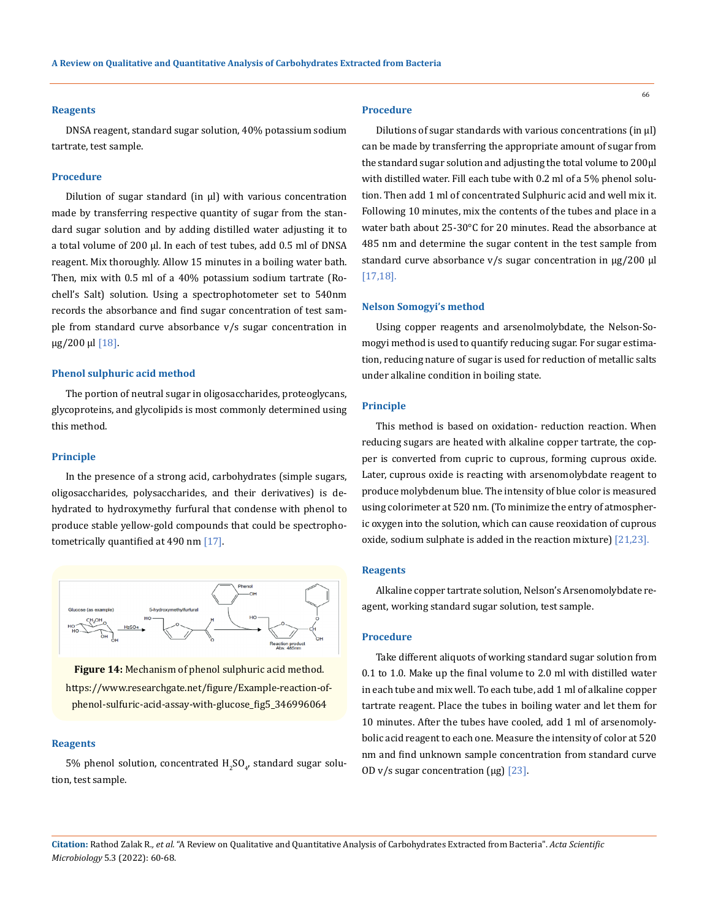### Reagents

DNSA reagent, standard sugar solution, 40% potassium sodium tartrate, test sample.

### Procedure

Dilution of sugar standard (in µl) with various concentration made by transferring respective quantity of sugar from the standard sugar solution and by adding distilled water adjusting it to a total volume of 200 µl. In each of test tubes, add 0.5 ml of DNSA reagent. Mix thoroughly. Allow 15 minutes in a boiling water bath. Then, mix with 0.5 ml of a 40% potassium sodium tartrate (Rochell's Salt) solution. Using a spectrophotometer set to 540nm records the absorbance and find sugar concentration of test sample from standard curve absorbance v/s sugar concentration in µg/200 µl [18].

### Phenol sulphuric acid method

The portion of neutral sugar in oligosaccharides, proteoglycans, glycoproteins, and glycolipids is most commonly determined using this method.

### Principle

In the presence of a strong acid, carbohydrates (simple sugars, oligosaccharides, polysaccharides, and their derivatives) is dehydrated to hydroxymethy furfural that condense with phenol to produce stable yellow-gold compounds that could be spectrophotometrically quantified at 490 nm [17].

**Figure 14:** Mechanism of phenol sulphuric acid method. https://www.researchgate.net/figure/Example-reaction-of-phenol-sulfuric-acid-assay-with-glucose_fig5_346996064

### Reagents

5% phenol solution, concentrated $H_2SO_4$, standard sugar solution, test sample.

### Procedure

Dilutions of sugar standards with various concentrations (in µl) can be made by transferring the appropriate amount of sugar from the standard sugar solution and adjusting the total volume to 200µl with distilled water. Fill each tube with 0.2 ml of a 5% phenol solution. Then add 1 ml of concentrated Sulphuric acid and well mix it. Following 10 minutes, mix the contents of the tubes and place in a water bath about 25-30°C for 20 minutes. Read the absorbance at 485 nm and determine the sugar content in the test sample from standard curve absorbance v/s sugar concentration in µg/200 µl [17,18].

### Nelson Somogyi's method

Using copper reagents and arsenolmolybdate, the Nelson-Somogyi method is used to quantify reducing sugar. For sugar estimation, reducing nature of sugar is used for reduction of metallic salts under alkaline condition in boiling state.

### Principle

This method is based on oxidation- reduction reaction. When reducing sugars are heated with alkaline copper tartrate, the copper is converted from cupric to cuprous, forming cuprous oxide. Later, cuprous oxide is reacting with arsenomolybdate reagent to produce molybdenum blue. The intensity of blue color is measured using colorimeter at 520 nm. (To minimize the entry of atmospheric oxygen into the solution, which can cause reoxidation of cuprous oxide, sodium sulphate is added in the reaction mixture) [21,23].

### Reagents

Alkaline copper tartrate solution, Nelson's Arsenomolybdate reagent, working standard sugar solution, test sample.

### Procedure

Take different aliquots of working standard sugar solution from 0.1 to 1.0. Make up the final volume to 2.0 ml with distilled water in each tube and mix well. To each tube, add 1 ml of alkaline copper tartrate reagent. Place the tubes in boiling water and let them for 10 minutes. After the tubes have cooled, add 1 ml of arsenomolybolic acid reagent to each one. Measure the intensity of color at 520 nm and find unknown sample concentration from standard curve OD v/s sugar concentration (µg) [23].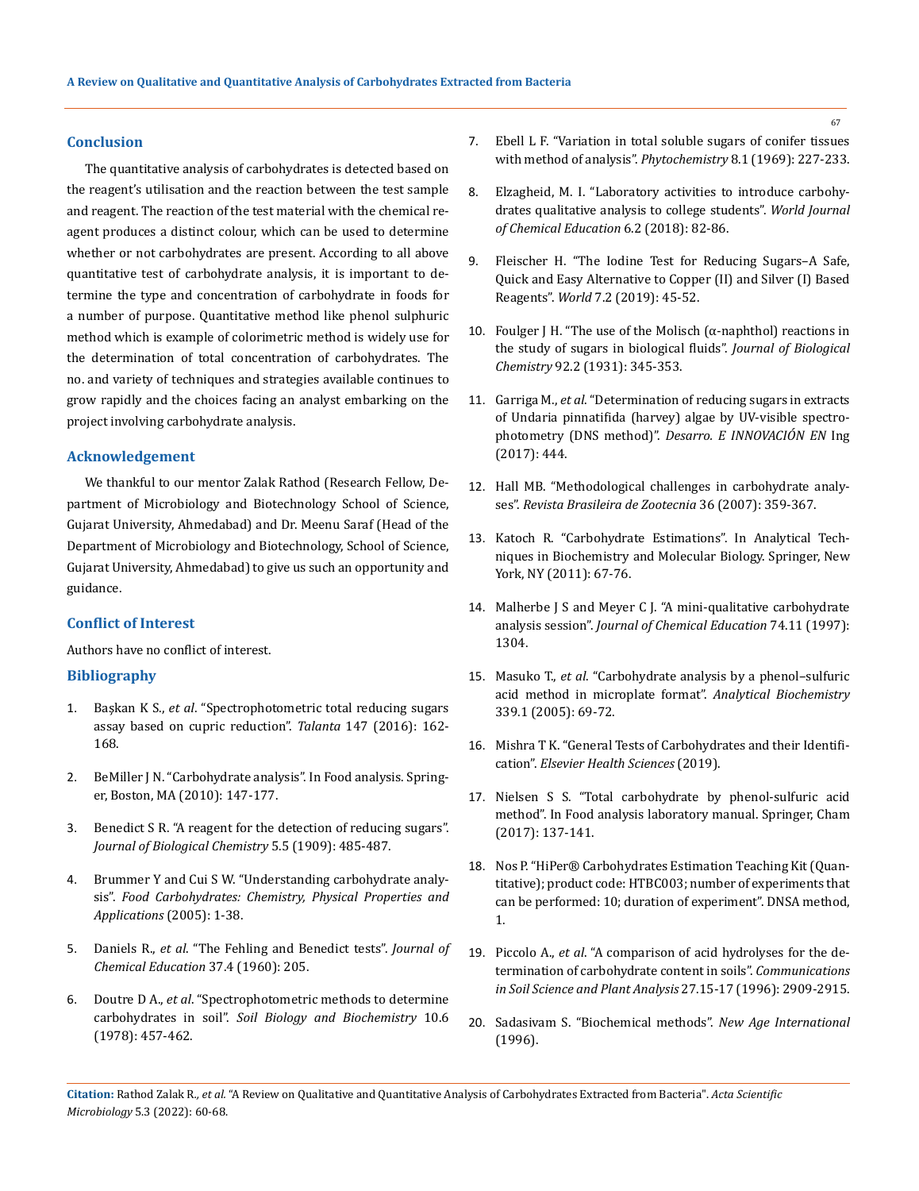## Conclusion

The quantitative analysis of carbohydrates is detected based on the reagent's utilisation and the reaction between the test sample and reagent. The reaction of the test material with the chemical reagent produces a distinct colour, which can be used to determine whether or not carbohydrates are present. According to all above quantitative test of carbohydrate analysis, it is important to determine the type and concentration of carbohydrate in foods for a number of purpose. Quantitative method like phenol sulphuric method which is example of colorimetric method is widely use for the determination of total concentration of carbohydrates. The no. and variety of techniques and strategies available continues to grow rapidly and the choices facing an analyst embarking on the project involving carbohydrate analysis.

## Acknowledgement

We thankful to our mentor Zalak Rathod (Research Fellow, Department of Microbiology and Biotechnology School of Science, Gujarat University, Ahmedabad) and Dr. Meenu Saraf (Head of the Department of Microbiology and Biotechnology, School of Science, Gujarat University, Ahmedabad) to give us such an opportunity and guidance.

## Conflict of Interest

Authors have no conflict of interest.

## Bibliography

1. Başkan K S., *et al*. "Spectrophotometric total reducing sugars assay based on cupric reduction". *Talanta* 147 (2016): 162-168.
2. BeMiller J N. "Carbohydrate analysis". In Food analysis. Springer, Boston, MA (2010): 147-177.
3. Benedict S R. "A reagent for the detection of reducing sugars". *Journal of Biological Chemistry* 5.5 (1909): 485-487.
4. Brummer Y and Cui S W. "Understanding carbohydrate analysis". *Food Carbohydrates: Chemistry, Physical Properties and Applications* (2005): 1-38.
5. Daniels R., *et al*. "The Fehling and Benedict tests". *Journal of Chemical Education* 37.4 (1960): 205.
6. Doutre D A., *et al*. "Spectrophotometric methods to determine carbohydrates in soil". *Soil Biology and Biochemistry* 10.6 (1978): 457-462.
7. Ebell L F. "Variation in total soluble sugars of conifer tissues with method of analysis". *Phytochemistry* 8.1 (1969): 227-233.
8. Elzagheid, M. I. "Laboratory activities to introduce carbohydrates qualitative analysis to college students". *World Journal of Chemical Education* 6.2 (2018): 82-86.
9. Fleischer H. "The Iodine Test for Reducing Sugars–A Safe, Quick and Easy Alternative to Copper (II) and Silver (I) Based Reagents". *World* 7.2 (2019): 45-52.
10. Foulger J H. "The use of the Molisch (α-naphthol) reactions in the study of sugars in biological fluids". *Journal of Biological Chemistry* 92.2 (1931): 345-353.
11. Garriga M., *et al*. "Determination of reducing sugars in extracts of Undaria pinnatifida (harvey) algae by UV-visible spectrophotometry (DNS method)". *Desarro. E INNOVACIÓN EN* Ing (2017): 444.
12. Hall MB. "Methodological challenges in carbohydrate analyses". *Revista Brasileira de Zootecnia* 36 (2007): 359-367.
13. Katoch R. "Carbohydrate Estimations". In Analytical Techniques in Biochemistry and Molecular Biology. Springer, New York, NY (2011): 67-76.
14. Malherbe J S and Meyer C J. "A mini-qualitative carbohydrate analysis session". *Journal of Chemical Education* 74.11 (1997): 1304.
15. Masuko T., *et al*. "Carbohydrate analysis by a phenol–sulfuric acid method in microplate format". *Analytical Biochemistry* 339.1 (2005): 69-72.
16. Mishra T K. "General Tests of Carbohydrates and their Identification". *Elsevier Health Sciences* (2019).
17. Nielsen S S. "Total carbohydrate by phenol-sulfuric acid method". In Food analysis laboratory manual. Springer, Cham (2017): 137-141.
18. Nos P. "HiPer® Carbohydrates Estimation Teaching Kit (Quantitative); product code: HTBC003; number of experiments that can be performed: 10; duration of experiment". DNSA method, 1.
19. Piccolo A., *et al*. "A comparison of acid hydrolyses for the determination of carbohydrate content in soils". *Communications in Soil Science and Plant Analysis* 27.15-17 (1996): 2909-2915.
20. Sadasivam S. "Biochemical methods". *New Age International* (1996).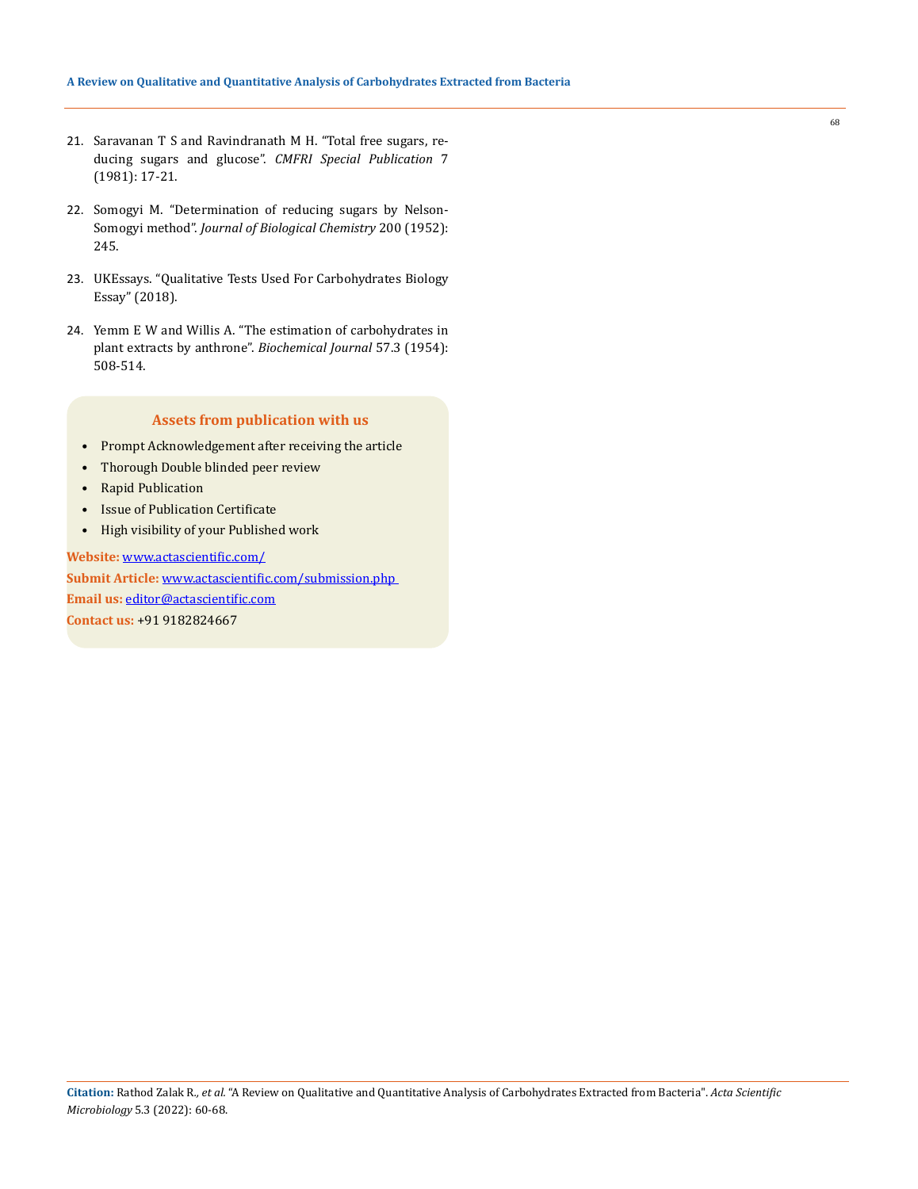21. Saravanan T S and Ravindranath M H. "Total free sugars, reducing sugars and glucose". *CMFRI Special Publication* 7 (1981): 17-21.

22. Somogyi M. "Determination of reducing sugars by Nelson-Somogyi method". *Journal of Biological Chemistry* 200 (1952): 245.

23. UKEssays. "Qualitative Tests Used For Carbohydrates Biology Essay" (2018).

24. Yemm E W and Willis A. "The estimation of carbohydrates in plant extracts by anthrone". *Biochemical Journal* 57.3 (1954): 508-514.

**Assets from publication with us**

- Prompt Acknowledgement after receiving the article
- Thorough Double blinded peer review
- Rapid Publication
- Issue of Publication Certificate
- High visibility of your Published work

**Website:** www.actascientific.com/
**Submit Article:** www.actascientific.com/submission.php
**Email us:** editor@actascientific.com
**Contact us:** +91 9182824667

**Citation:** Rathod Zalak R., *et al.* "A Review on Qualitative and Quantitative Analysis of Carbohydrates Extracted from Bacteria". *Acta Scientific Microbiology* 5.3 (2022): 60-68.